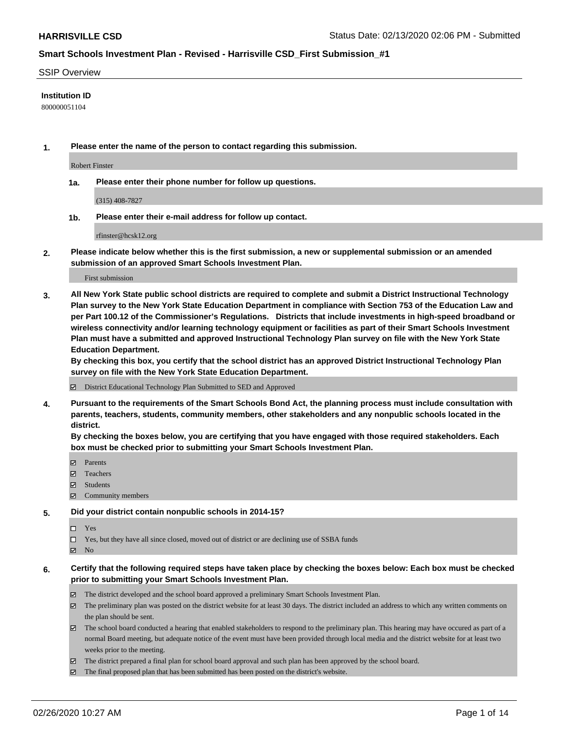# HARRISVILLE CSD

Status Date: 02/13/2020 02:06 PM - Submitted

## Smart Schools Investment Plan - Revised - Harrisville CSD_First Submission_#1

SSIP Overview

**Institution ID**

800000051104

**1. Please enter the name of the person to contact regarding this submission.**

Robert Finster

**1a. Please enter their phone number for follow up questions.**

(315) 408-7827

**1b. Please enter their e-mail address for follow up contact.**

rfinster@hcsk12.org

**2. Please indicate below whether this is the first submission, a new or supplemental submission or an amended submission of an approved Smart Schools Investment Plan.**

First submission

**3. All New York State public school districts are required to complete and submit a District Instructional Technology Plan survey to the New York State Education Department in compliance with Section 753 of the Education Law and per Part 100.12 of the Commissioner's Regulations. Districts that include investments in high-speed broadband or wireless connectivity and/or learning technology equipment or facilities as part of their Smart Schools Investment Plan must have a submitted and approved Instructional Technology Plan survey on file with the New York State Education Department.**
**By checking this box, you certify that the school district has an approved District Instructional Technology Plan survey on file with the New York State Education Department.**

- [x] District Educational Technology Plan Submitted to SED and Approved

**4. Pursuant to the requirements of the Smart Schools Bond Act, the planning process must include consultation with parents, teachers, students, community members, other stakeholders and any nonpublic schools located in the district.**
**By checking the boxes below, you are certifying that you have engaged with those required stakeholders. Each box must be checked prior to submitting your Smart Schools Investment Plan.**

- [x] Parents
- [x] Teachers
- [x] Students
- [x] Community members

**5. Did your district contain nonpublic schools in 2014-15?**

- [ ] Yes
- [ ] Yes, but they have all since closed, moved out of district or are declining use of SSBA funds
- [x] No

**6. Certify that the following required steps have taken place by checking the boxes below: Each box must be checked prior to submitting your Smart Schools Investment Plan.**

- [x] The district developed and the school board approved a preliminary Smart Schools Investment Plan.
- [x] The preliminary plan was posted on the district website for at least 30 days. The district included an address to which any written comments on the plan should be sent.
- [x] The school board conducted a hearing that enabled stakeholders to respond to the preliminary plan. This hearing may have occured as part of a normal Board meeting, but adequate notice of the event must have been provided through local media and the district website for at least two weeks prior to the meeting.
- [x] The district prepared a final plan for school board approval and such plan has been approved by the school board.
- [x] The final proposed plan that has been submitted has been posted on the district's website.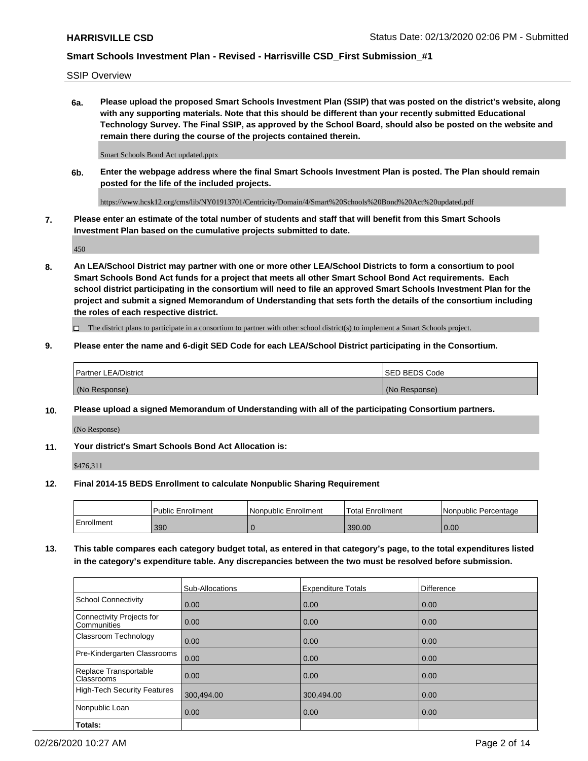SSIP Overview

**6a. Please upload the proposed Smart Schools Investment Plan (SSIP) that was posted on the district's website, along with any supporting materials. Note that this should be different than your recently submitted Educational Technology Survey. The Final SSIP, as approved by the School Board, should also be posted on the website and remain there during the course of the projects contained therein.**

Smart Schools Bond Act updated.pptx

**6b. Enter the webpage address where the final Smart Schools Investment Plan is posted. The Plan should remain posted for the life of the included projects.**

https://www.hcsk12.org/cms/lib/NY01913701/Centricity/Domain/4/Smart%20Schools%20Bond%20Act%20updated.pdf

**7. Please enter an estimate of the total number of students and staff that will benefit from this Smart Schools Investment Plan based on the cumulative projects submitted to date.**

450

**8. An LEA/School District may partner with one or more other LEA/School Districts to form a consortium to pool Smart Schools Bond Act funds for a project that meets all other Smart School Bond Act requirements. Each school district participating in the consortium will need to file an approved Smart Schools Investment Plan for the project and submit a signed Memorandum of Understanding that sets forth the details of the consortium including the roles of each respective district.**

☐ The district plans to participate in a consortium to partner with other school district(s) to implement a Smart Schools project.

**9. Please enter the name and 6-digit SED Code for each LEA/School District participating in the Consortium.**

| Partner LEA/District | SED BEDS Code |
| --- | --- |
| (No Response) | (No Response) |

**10. Please upload a signed Memorandum of Understanding with all of the participating Consortium partners.**

(No Response)

**11. Your district's Smart Schools Bond Act Allocation is:**

$476,311

**12. Final 2014-15 BEDS Enrollment to calculate Nonpublic Sharing Requirement**

| | Public Enrollment | Nonpublic Enrollment | Total Enrollment | Nonpublic Percentage |
| --- | --- | --- | --- | --- |
| Enrollment | 390 | 0 | 390.00 | 0.00 |

**13. This table compares each category budget total, as entered in that category's page, to the total expenditures listed in the category's expenditure table. Any discrepancies between the two must be resolved before submission.**

| | Sub-Allocations | Expenditure Totals | Difference |
| --- | --- | --- | --- |
| School Connectivity | 0.00 | 0.00 | 0.00 |
| Connectivity Projects for Communities | 0.00 | 0.00 | 0.00 |
| Classroom Technology | 0.00 | 0.00 | 0.00 |
| Pre-Kindergarten Classrooms | 0.00 | 0.00 | 0.00 |
| Replace Transportable Classrooms | 0.00 | 0.00 | 0.00 |
| High-Tech Security Features | 300,494.00 | 300,494.00 | 0.00 |
| Nonpublic Loan | 0.00 | 0.00 | 0.00 |
| **Totals:** | | | |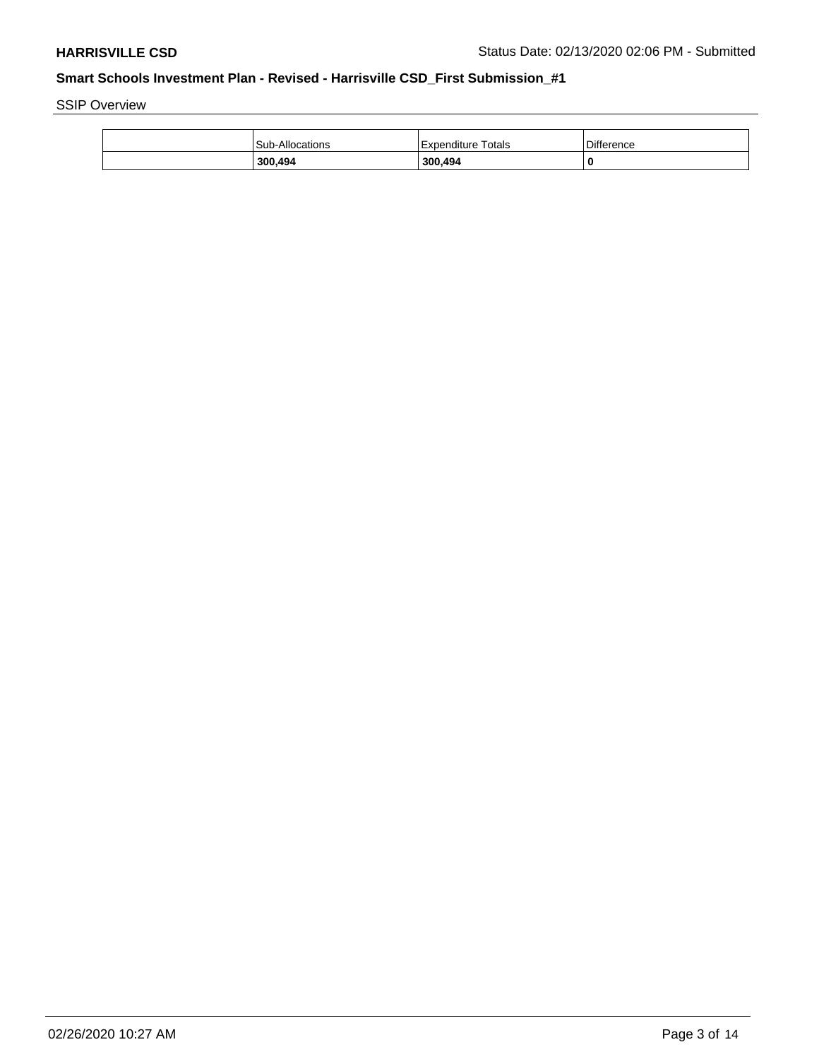SSIP Overview

| | Sub-Allocations | Expenditure Totals | Difference |
|---|---|---|---|
| | **300,494** | **300,494** | **0** |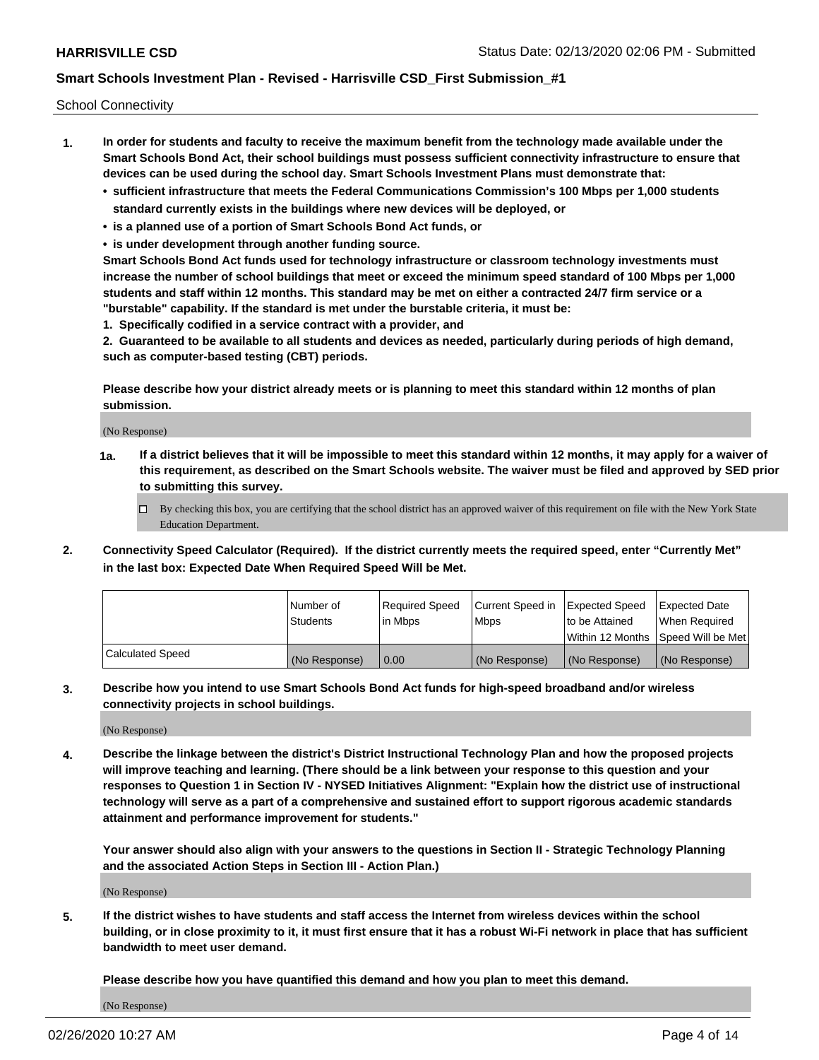School Connectivity

1. **In order for students and faculty to receive the maximum benefit from the technology made available under the Smart Schools Bond Act, their school buildings must possess sufficient connectivity infrastructure to ensure that devices can be used during the school day. Smart Schools Investment Plans must demonstrate that:**
   - **sufficient infrastructure that meets the Federal Communications Commission's 100 Mbps per 1,000 students standard currently exists in the buildings where new devices will be deployed, or**
   - **is a planned use of a portion of Smart Schools Bond Act funds, or**
   - **is under development through another funding source.**

   **Smart Schools Bond Act funds used for technology infrastructure or classroom technology investments must increase the number of school buildings that meet or exceed the minimum speed standard of 100 Mbps per 1,000 students and staff within 12 months. This standard may be met on either a contracted 24/7 firm service or a "burstable" capability. If the standard is met under the burstable criteria, it must be:**

   **1. Specifically codified in a service contract with a provider, and**

   **2. Guaranteed to be available to all students and devices as needed, particularly during periods of high demand, such as computer-based testing (CBT) periods.**

   **Please describe how your district already meets or is planning to meet this standard within 12 months of plan submission.**

   (No Response)

   **1a. If a district believes that it will be impossible to meet this standard within 12 months, it may apply for a waiver of this requirement, as described on the Smart Schools website. The waiver must be filed and approved by SED prior to submitting this survey.**

   ☐ By checking this box, you are certifying that the school district has an approved waiver of this requirement on file with the New York State Education Department.

2. **Connectivity Speed Calculator (Required). If the district currently meets the required speed, enter "Currently Met" in the last box: Expected Date When Required Speed Will be Met.**

| | Number of Students | Required Speed in Mbps | Current Speed in Mbps | Expected Speed to be Attained Within 12 Months | Expected Date When Required Speed Will be Met |
|---|---|---|---|---|---|
| Calculated Speed | (No Response) | 0.00 | (No Response) | (No Response) | (No Response) |

3. **Describe how you intend to use Smart Schools Bond Act funds for high-speed broadband and/or wireless connectivity projects in school buildings.**

   (No Response)

4. **Describe the linkage between the district's District Instructional Technology Plan and how the proposed projects will improve teaching and learning. (There should be a link between your response to this question and your responses to Question 1 in Section IV - NYSED Initiatives Alignment: "Explain how the district use of instructional technology will serve as a part of a comprehensive and sustained effort to support rigorous academic standards attainment and performance improvement for students."**

   **Your answer should also align with your answers to the questions in Section II - Strategic Technology Planning and the associated Action Steps in Section III - Action Plan.)**

   (No Response)

5. **If the district wishes to have students and staff access the Internet from wireless devices within the school building, or in close proximity to it, it must first ensure that it has a robust Wi-Fi network in place that has sufficient bandwidth to meet user demand.**

   **Please describe how you have quantified this demand and how you plan to meet this demand.**

   (No Response)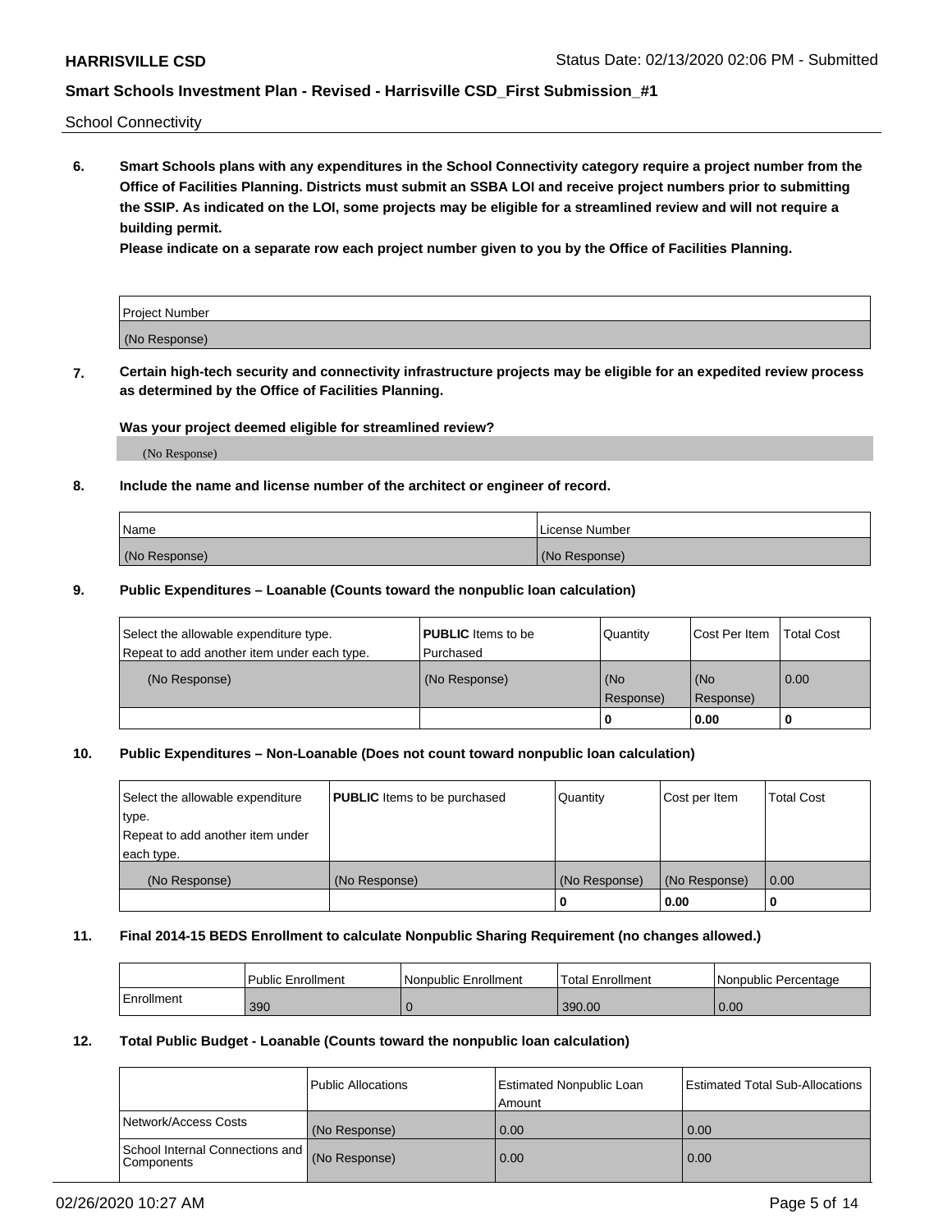School Connectivity

**6. Smart Schools plans with any expenditures in the School Connectivity category require a project number from the Office of Facilities Planning. Districts must submit an SSBA LOI and receive project numbers prior to submitting the SSIP. As indicated on the LOI, some projects may be eligible for a streamlined review and will not require a building permit.**

**Please indicate on a separate row each project number given to you by the Office of Facilities Planning.**

| Project Number |
| --- |
| (No Response) |

**7. Certain high-tech security and connectivity infrastructure projects may be eligible for an expedited review process as determined by the Office of Facilities Planning.**

**Was your project deemed eligible for streamlined review?**

(No Response)

**8. Include the name and license number of the architect or engineer of record.**

| Name | License Number |
| --- | --- |
| (No Response) | (No Response) |

**9. Public Expenditures – Loanable (Counts toward the nonpublic loan calculation)**

| Select the allowable expenditure type. Repeat to add another item under each type. | **PUBLIC** Items to be Purchased | Quantity | Cost Per Item | Total Cost |
| --- | --- | --- | --- | --- |
| (No Response) | (No Response) | (No Response) | (No Response) | 0.00 |
| | | 0 | 0.00 | 0 |

**10. Public Expenditures – Non-Loanable (Does not count toward nonpublic loan calculation)**

| Select the allowable expenditure type. Repeat to add another item under each type. | **PUBLIC** Items to be purchased | Quantity | Cost per Item | Total Cost |
| --- | --- | --- | --- | --- |
| (No Response) | (No Response) | (No Response) | (No Response) | 0.00 |
| | | 0 | 0.00 | 0 |

**11. Final 2014-15 BEDS Enrollment to calculate Nonpublic Sharing Requirement (no changes allowed.)**

| | Public Enrollment | Nonpublic Enrollment | Total Enrollment | Nonpublic Percentage |
| --- | --- | --- | --- | --- |
| Enrollment | 390 | 0 | 390.00 | 0.00 |

**12. Total Public Budget - Loanable (Counts toward the nonpublic loan calculation)**

| | Public Allocations | Estimated Nonpublic Loan Amount | Estimated Total Sub-Allocations |
| --- | --- | --- | --- |
| Network/Access Costs | (No Response) | 0.00 | 0.00 |
| School Internal Connections and Components | (No Response) | 0.00 | 0.00 |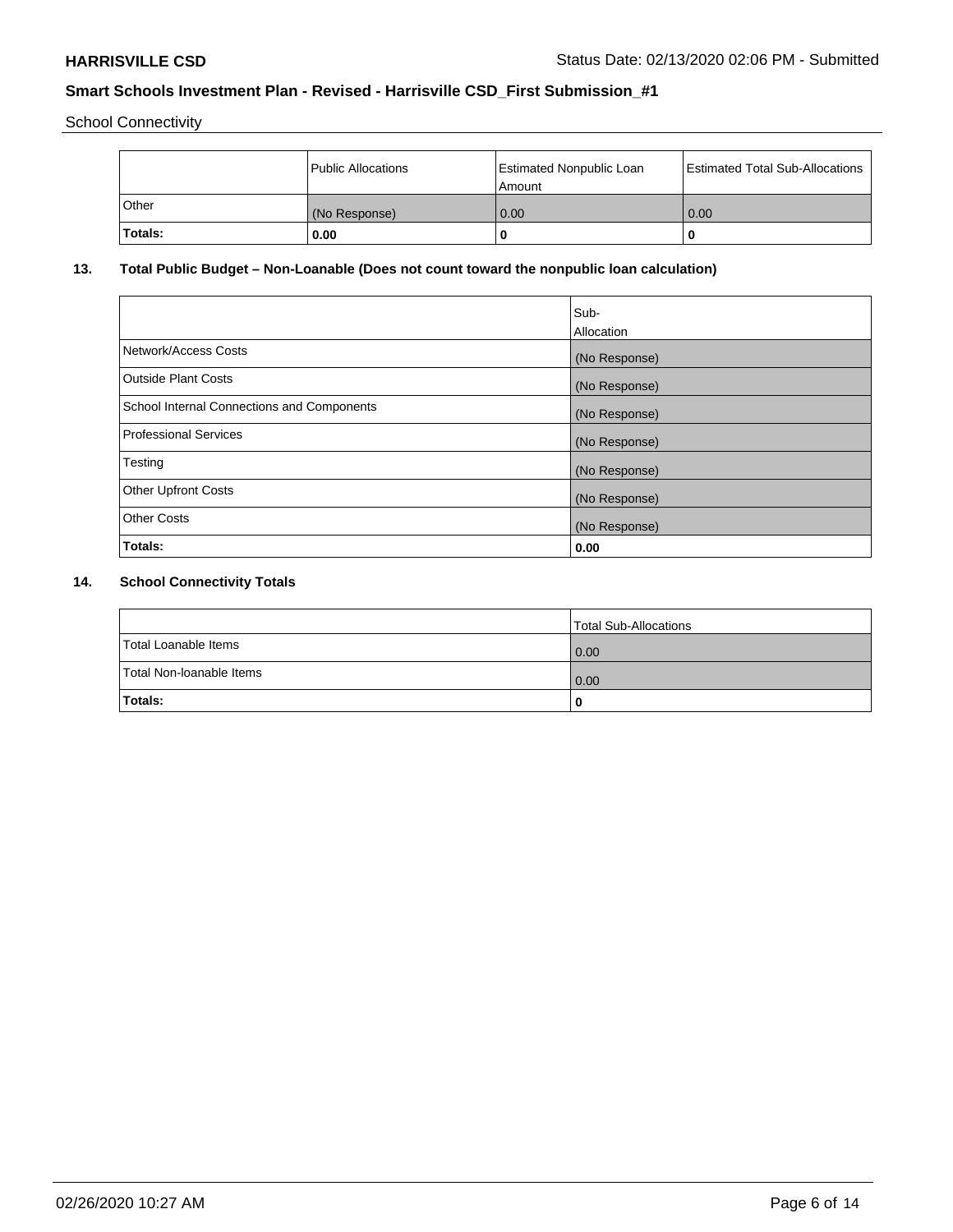School Connectivity

| | Public Allocations | Estimated Nonpublic Loan Amount | Estimated Total Sub-Allocations |
|---|---|---|---|
| Other | (No Response) | 0.00 | 0.00 |
| **Totals:** | **0.00** | **0** | **0** |

## 13. Total Public Budget – Non-Loanable (Does not count toward the nonpublic loan calculation)

| | Sub-Allocation |
|---|---|
| Network/Access Costs | (No Response) |
| Outside Plant Costs | (No Response) |
| School Internal Connections and Components | (No Response) |
| Professional Services | (No Response) |
| Testing | (No Response) |
| Other Upfront Costs | (No Response) |
| Other Costs | (No Response) |
| **Totals:** | **0.00** |

## 14. School Connectivity Totals

| | Total Sub-Allocations |
|---|---|
| Total Loanable Items | 0.00 |
| Total Non-loanable Items | 0.00 |
| **Totals:** | **0** |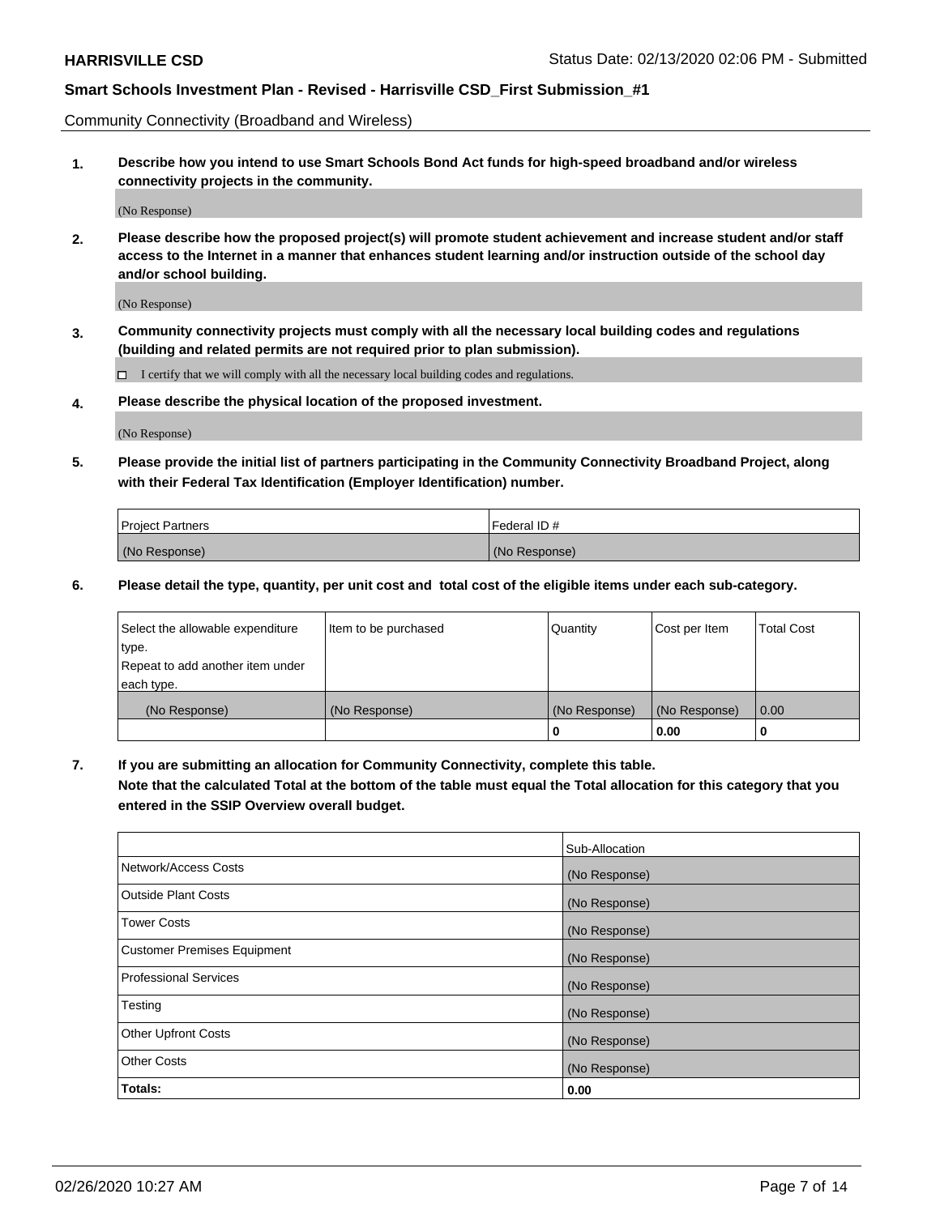Community Connectivity (Broadband and Wireless)

**1. Describe how you intend to use Smart Schools Bond Act funds for high-speed broadband and/or wireless connectivity projects in the community.**

(No Response)

**2. Please describe how the proposed project(s) will promote student achievement and increase student and/or staff access to the Internet in a manner that enhances student learning and/or instruction outside of the school day and/or school building.**

(No Response)

**3. Community connectivity projects must comply with all the necessary local building codes and regulations (building and related permits are not required prior to plan submission).**

☐ I certify that we will comply with all the necessary local building codes and regulations.

**4. Please describe the physical location of the proposed investment.**

(No Response)

**5. Please provide the initial list of partners participating in the Community Connectivity Broadband Project, along with their Federal Tax Identification (Employer Identification) number.**

| Project Partners | Federal ID # |
|---|---|
| (No Response) | (No Response) |

**6. Please detail the type, quantity, per unit cost and total cost of the eligible items under each sub-category.**

| Select the allowable expenditure type. Repeat to add another item under each type. | Item to be purchased | Quantity | Cost per Item | Total Cost |
|---|---|---|---|---|
| (No Response) | (No Response) | (No Response) | (No Response) | 0.00 |
| | | **0** | **0.00** | **0** |

**7. If you are submitting an allocation for Community Connectivity, complete this table. Note that the calculated Total at the bottom of the table must equal the Total allocation for this category that you entered in the SSIP Overview overall budget.**

| | Sub-Allocation |
|---|---|
| Network/Access Costs | (No Response) |
| Outside Plant Costs | (No Response) |
| Tower Costs | (No Response) |
| Customer Premises Equipment | (No Response) |
| Professional Services | (No Response) |
| Testing | (No Response) |
| Other Upfront Costs | (No Response) |
| Other Costs | (No Response) |
| **Totals:** | **0.00** |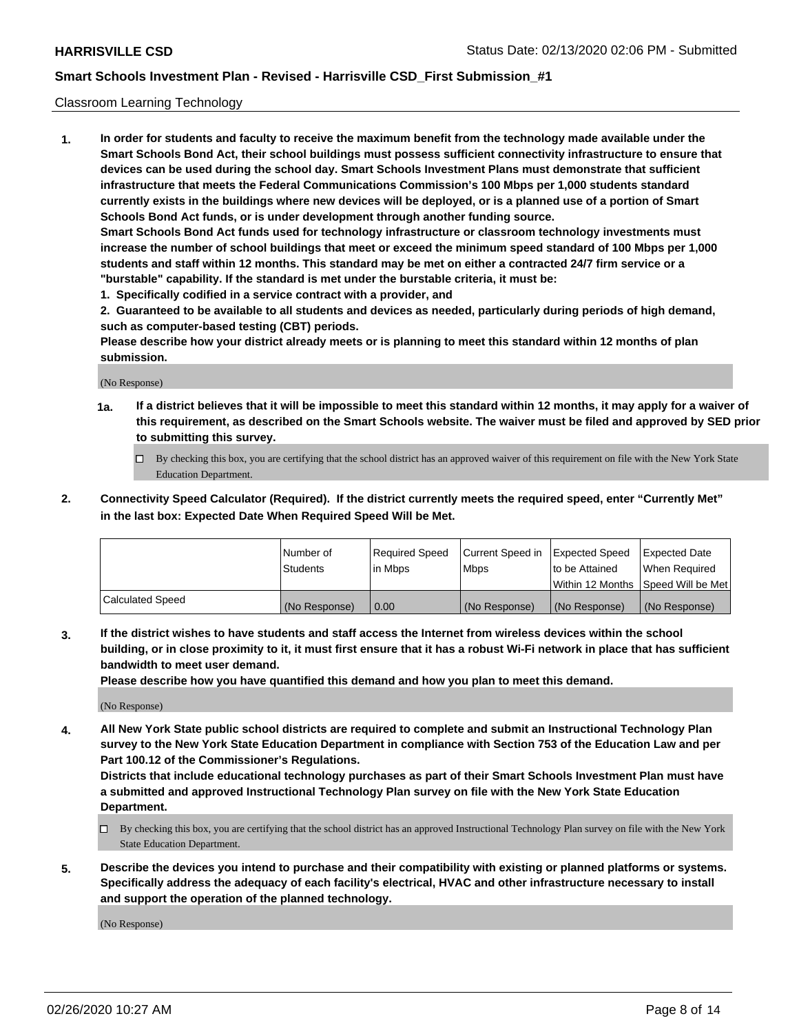Classroom Learning Technology

1. **In order for students and faculty to receive the maximum benefit from the technology made available under the Smart Schools Bond Act, their school buildings must possess sufficient connectivity infrastructure to ensure that devices can be used during the school day. Smart Schools Investment Plans must demonstrate that sufficient infrastructure that meets the Federal Communications Commission's 100 Mbps per 1,000 students standard currently exists in the buildings where new devices will be deployed, or is a planned use of a portion of Smart Schools Bond Act funds, or is under development through another funding source.**

   **Smart Schools Bond Act funds used for technology infrastructure or classroom technology investments must increase the number of school buildings that meet or exceed the minimum speed standard of 100 Mbps per 1,000 students and staff within 12 months. This standard may be met on either a contracted 24/7 firm service or a "burstable" capability. If the standard is met under the burstable criteria, it must be:**

   **1. Specifically codified in a service contract with a provider, and**

   **2. Guaranteed to be available to all students and devices as needed, particularly during periods of high demand, such as computer-based testing (CBT) periods.**

   **Please describe how your district already meets or is planning to meet this standard within 12 months of plan submission.**

   (No Response)

   **1a. If a district believes that it will be impossible to meet this standard within 12 months, it may apply for a waiver of this requirement, as described on the Smart Schools website. The waiver must be filed and approved by SED prior to submitting this survey.**

   ☐ By checking this box, you are certifying that the school district has an approved waiver of this requirement on file with the New York State Education Department.

2. **Connectivity Speed Calculator (Required). If the district currently meets the required speed, enter "Currently Met" in the last box: Expected Date When Required Speed Will be Met.**

|  | Number of Students | Required Speed in Mbps | Current Speed in Mbps | Expected Speed to be Attained Within 12 Months | Expected Date When Required Speed Will be Met |
|---|---|---|---|---|---|
| Calculated Speed | (No Response) | 0.00 | (No Response) | (No Response) | (No Response) |

3. **If the district wishes to have students and staff access the Internet from wireless devices within the school building, or in close proximity to it, it must first ensure that it has a robust Wi-Fi network in place that has sufficient bandwidth to meet user demand.**

   **Please describe how you have quantified this demand and how you plan to meet this demand.**

   (No Response)

4. **All New York State public school districts are required to complete and submit an Instructional Technology Plan survey to the New York State Education Department in compliance with Section 753 of the Education Law and per Part 100.12 of the Commissioner's Regulations.**

   **Districts that include educational technology purchases as part of their Smart Schools Investment Plan must have a submitted and approved Instructional Technology Plan survey on file with the New York State Education Department.**

   ☐ By checking this box, you are certifying that the school district has an approved Instructional Technology Plan survey on file with the New York State Education Department.

5. **Describe the devices you intend to purchase and their compatibility with existing or planned platforms or systems. Specifically address the adequacy of each facility's electrical, HVAC and other infrastructure necessary to install and support the operation of the planned technology.**

   (No Response)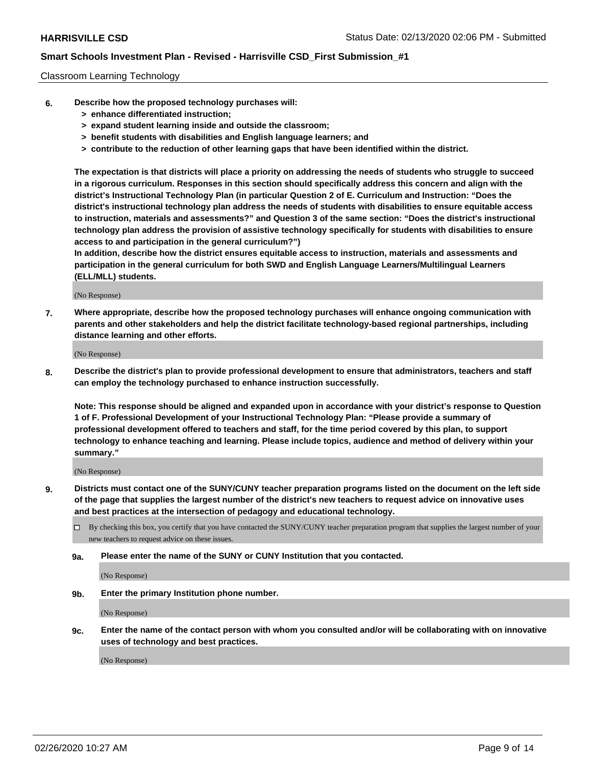Classroom Learning Technology

**6. Describe how the proposed technology purchases will:**
- **> enhance differentiated instruction;**
- **> expand student learning inside and outside the classroom;**
- **> benefit students with disabilities and English language learners; and**
- **> contribute to the reduction of other learning gaps that have been identified within the district.**

**The expectation is that districts will place a priority on addressing the needs of students who struggle to succeed in a rigorous curriculum. Responses in this section should specifically address this concern and align with the district's Instructional Technology Plan (in particular Question 2 of E. Curriculum and Instruction: "Does the district's instructional technology plan address the needs of students with disabilities to ensure equitable access to instruction, materials and assessments?" and Question 3 of the same section: "Does the district's instructional technology plan address the provision of assistive technology specifically for students with disabilities to ensure access to and participation in the general curriculum?")**

**In addition, describe how the district ensures equitable access to instruction, materials and assessments and participation in the general curriculum for both SWD and English Language Learners/Multilingual Learners (ELL/MLL) students.**

(No Response)

**7. Where appropriate, describe how the proposed technology purchases will enhance ongoing communication with parents and other stakeholders and help the district facilitate technology-based regional partnerships, including distance learning and other efforts.**

(No Response)

**8. Describe the district's plan to provide professional development to ensure that administrators, teachers and staff can employ the technology purchased to enhance instruction successfully.**

**Note: This response should be aligned and expanded upon in accordance with your district's response to Question 1 of F. Professional Development of your Instructional Technology Plan: "Please provide a summary of professional development offered to teachers and staff, for the time period covered by this plan, to support technology to enhance teaching and learning. Please include topics, audience and method of delivery within your summary."**

(No Response)

**9. Districts must contact one of the SUNY/CUNY teacher preparation programs listed on the document on the left side of the page that supplies the largest number of the district's new teachers to request advice on innovative uses and best practices at the intersection of pedagogy and educational technology.**

☐ By checking this box, you certify that you have contacted the SUNY/CUNY teacher preparation program that supplies the largest number of your new teachers to request advice on these issues.

**9a. Please enter the name of the SUNY or CUNY Institution that you contacted.**

(No Response)

**9b. Enter the primary Institution phone number.**

(No Response)

**9c. Enter the name of the contact person with whom you consulted and/or will be collaborating with on innovative uses of technology and best practices.**

(No Response)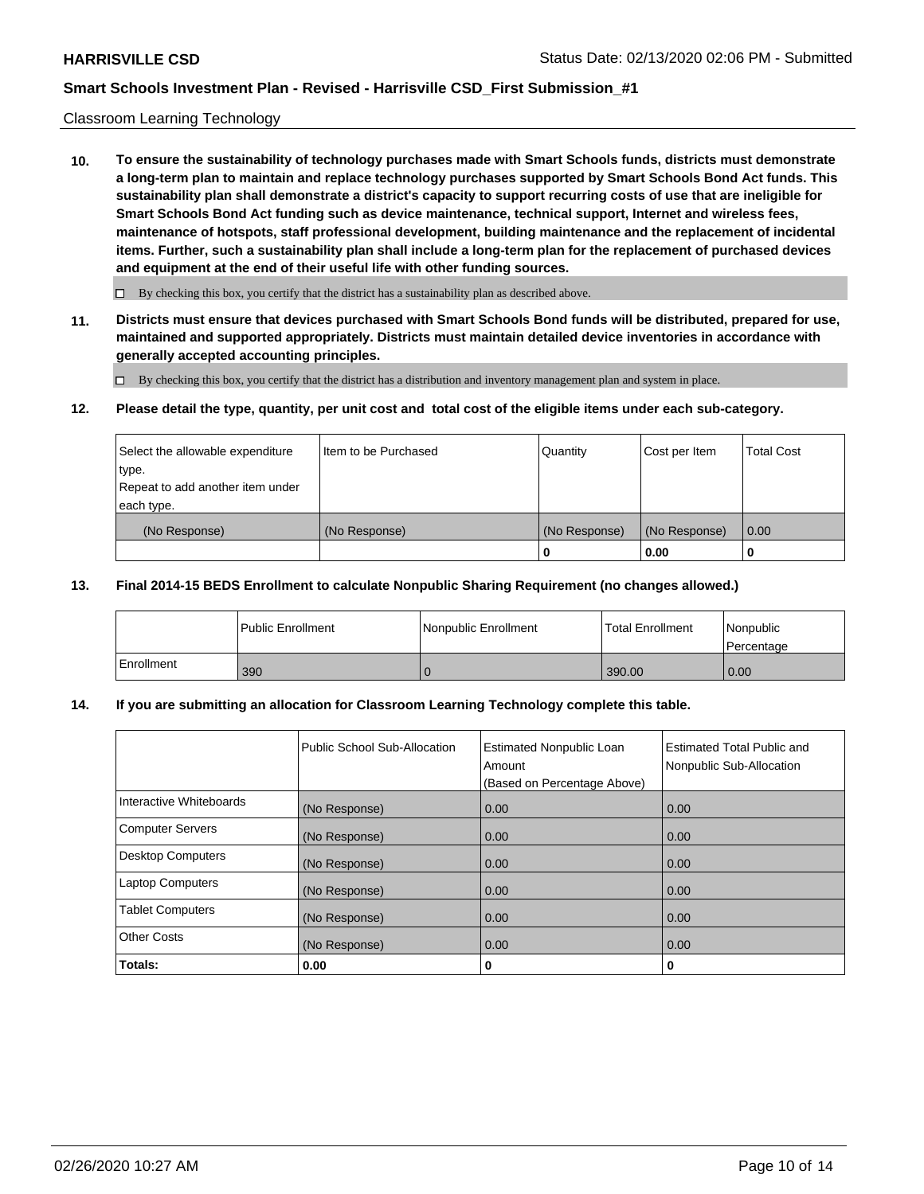Classroom Learning Technology

**10. To ensure the sustainability of technology purchases made with Smart Schools funds, districts must demonstrate a long-term plan to maintain and replace technology purchases supported by Smart Schools Bond Act funds. This sustainability plan shall demonstrate a district's capacity to support recurring costs of use that are ineligible for Smart Schools Bond Act funding such as device maintenance, technical support, Internet and wireless fees, maintenance of hotspots, staff professional development, building maintenance and the replacement of incidental items. Further, such a sustainability plan shall include a long-term plan for the replacement of purchased devices and equipment at the end of their useful life with other funding sources.**

☐ By checking this box, you certify that the district has a sustainability plan as described above.

**11. Districts must ensure that devices purchased with Smart Schools Bond funds will be distributed, prepared for use, maintained and supported appropriately. Districts must maintain detailed device inventories in accordance with generally accepted accounting principles.**

☐ By checking this box, you certify that the district has a distribution and inventory management plan and system in place.

**12. Please detail the type, quantity, per unit cost and total cost of the eligible items under each sub-category.**

| Select the allowable expenditure type. Repeat to add another item under each type. | Item to be Purchased | Quantity | Cost per Item | Total Cost |
|---|---|---|---|---|
| (No Response) | (No Response) | (No Response) | (No Response) | 0.00 |
| | | 0 | 0.00 | 0 |

**13. Final 2014-15 BEDS Enrollment to calculate Nonpublic Sharing Requirement (no changes allowed.)**

| | Public Enrollment | Nonpublic Enrollment | Total Enrollment | Nonpublic Percentage |
|---|---|---|---|---|
| Enrollment | 390 | 0 | 390.00 | 0.00 |

**14. If you are submitting an allocation for Classroom Learning Technology complete this table.**

| | Public School Sub-Allocation | Estimated Nonpublic Loan Amount (Based on Percentage Above) | Estimated Total Public and Nonpublic Sub-Allocation |
|---|---|---|---|
| Interactive Whiteboards | (No Response) | 0.00 | 0.00 |
| Computer Servers | (No Response) | 0.00 | 0.00 |
| Desktop Computers | (No Response) | 0.00 | 0.00 |
| Laptop Computers | (No Response) | 0.00 | 0.00 |
| Tablet Computers | (No Response) | 0.00 | 0.00 |
| Other Costs | (No Response) | 0.00 | 0.00 |
| **Totals:** | **0.00** | **0** | **0** |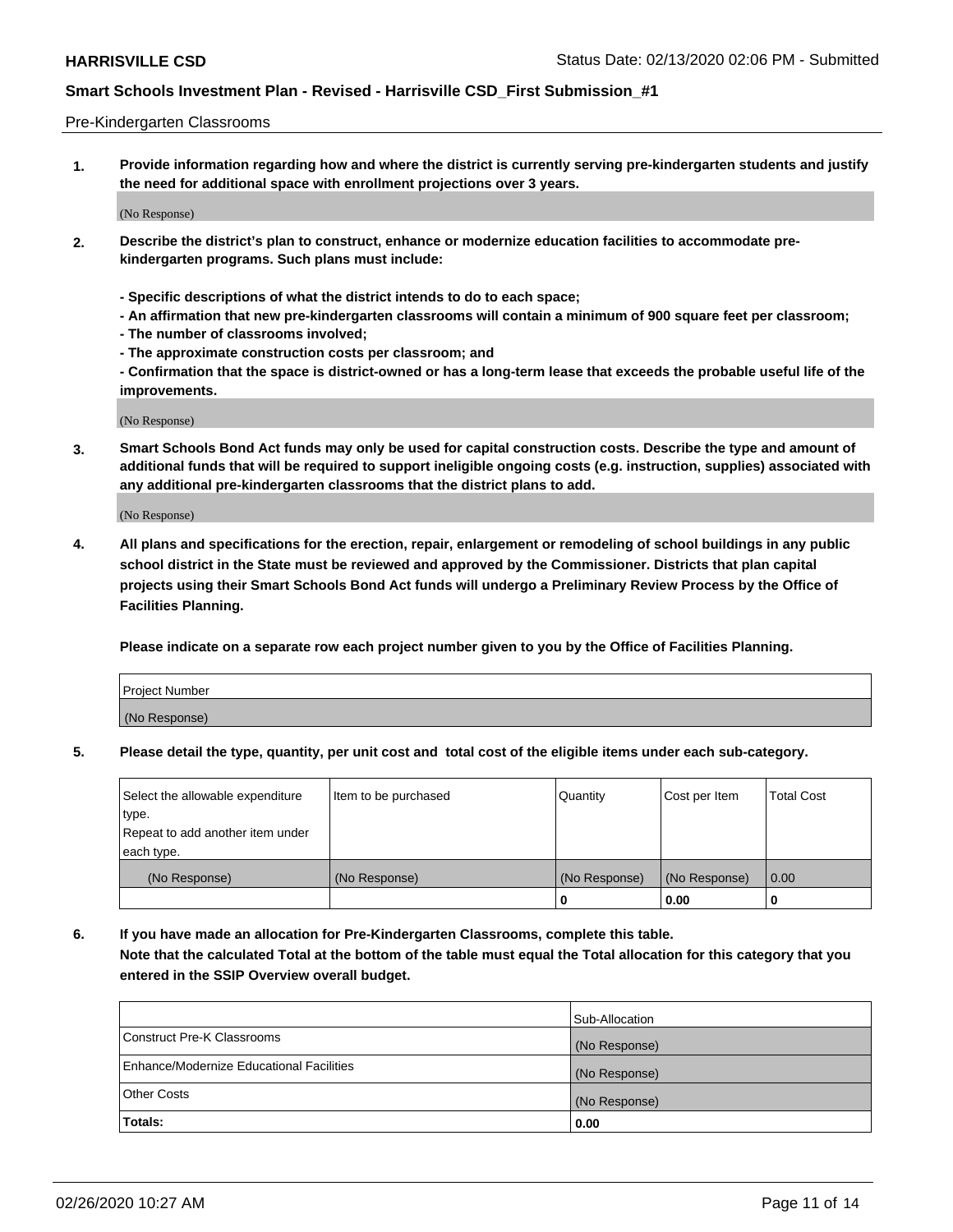Pre-Kindergarten Classrooms

**1. Provide information regarding how and where the district is currently serving pre-kindergarten students and justify the need for additional space with enrollment projections over 3 years.**

(No Response)

**2. Describe the district's plan to construct, enhance or modernize education facilities to accommodate pre-kindergarten programs. Such plans must include:**

**- Specific descriptions of what the district intends to do to each space;**
**- An affirmation that new pre-kindergarten classrooms will contain a minimum of 900 square feet per classroom;**
**- The number of classrooms involved;**
**- The approximate construction costs per classroom; and**
**- Confirmation that the space is district-owned or has a long-term lease that exceeds the probable useful life of the improvements.**

(No Response)

**3. Smart Schools Bond Act funds may only be used for capital construction costs. Describe the type and amount of additional funds that will be required to support ineligible ongoing costs (e.g. instruction, supplies) associated with any additional pre-kindergarten classrooms that the district plans to add.**

(No Response)

**4. All plans and specifications for the erection, repair, enlargement or remodeling of school buildings in any public school district in the State must be reviewed and approved by the Commissioner. Districts that plan capital projects using their Smart Schools Bond Act funds will undergo a Preliminary Review Process by the Office of Facilities Planning.**

**Please indicate on a separate row each project number given to you by the Office of Facilities Planning.**

| Project Number |
|---|
| (No Response) |

**5. Please detail the type, quantity, per unit cost and total cost of the eligible items under each sub-category.**

| Select the allowable expenditure type. Repeat to add another item under each type. | Item to be purchased | Quantity | Cost per Item | Total Cost |
|---|---|---|---|---|
| (No Response) | (No Response) | (No Response) | (No Response) | 0.00 |
| | | 0 | 0.00 | 0 |

**6. If you have made an allocation for Pre-Kindergarten Classrooms, complete this table. Note that the calculated Total at the bottom of the table must equal the Total allocation for this category that you entered in the SSIP Overview overall budget.**

| | Sub-Allocation |
|---|---|
| Construct Pre-K Classrooms | (No Response) |
| Enhance/Modernize Educational Facilities | (No Response) |
| Other Costs | (No Response) |
| **Totals:** | **0.00** |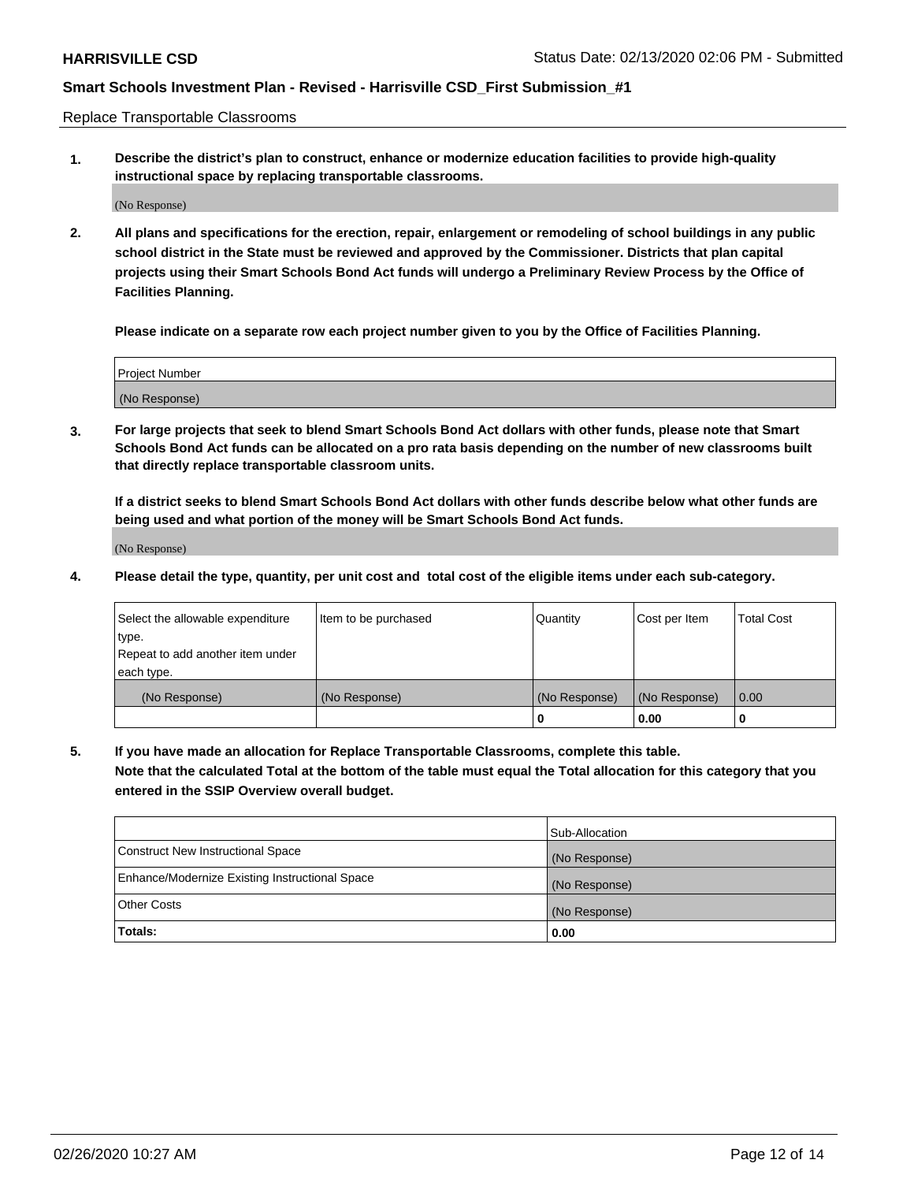Replace Transportable Classrooms

**1. Describe the district's plan to construct, enhance or modernize education facilities to provide high-quality instructional space by replacing transportable classrooms.**

(No Response)

**2. All plans and specifications for the erection, repair, enlargement or remodeling of school buildings in any public school district in the State must be reviewed and approved by the Commissioner. Districts that plan capital projects using their Smart Schools Bond Act funds will undergo a Preliminary Review Process by the Office of Facilities Planning.**

**Please indicate on a separate row each project number given to you by the Office of Facilities Planning.**

| Project Number |
|---|
| (No Response) |

**3. For large projects that seek to blend Smart Schools Bond Act dollars with other funds, please note that Smart Schools Bond Act funds can be allocated on a pro rata basis depending on the number of new classrooms built that directly replace transportable classroom units.**

**If a district seeks to blend Smart Schools Bond Act dollars with other funds describe below what other funds are being used and what portion of the money will be Smart Schools Bond Act funds.**

(No Response)

**4. Please detail the type, quantity, per unit cost and total cost of the eligible items under each sub-category.**

| Select the allowable expenditure type. Repeat to add another item under each type. | Item to be purchased | Quantity | Cost per Item | Total Cost |
|---|---|---|---|---|
| (No Response) | (No Response) | (No Response) | (No Response) | 0.00 |
| | | 0 | 0.00 | 0 |

**5. If you have made an allocation for Replace Transportable Classrooms, complete this table. Note that the calculated Total at the bottom of the table must equal the Total allocation for this category that you entered in the SSIP Overview overall budget.**

| | Sub-Allocation |
|---|---|
| Construct New Instructional Space | (No Response) |
| Enhance/Modernize Existing Instructional Space | (No Response) |
| Other Costs | (No Response) |
| **Totals:** | **0.00** |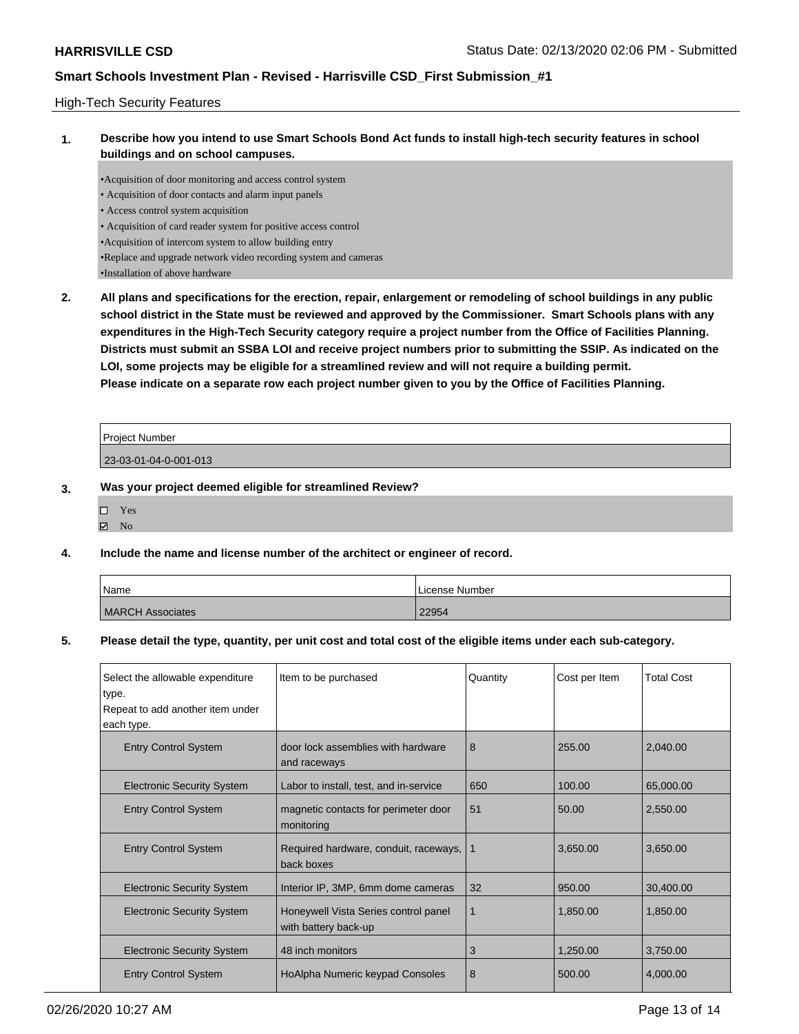High-Tech Security Features

**1. Describe how you intend to use Smart Schools Bond Act funds to install high-tech security features in school buildings and on school campuses.**

•Acquisition of door monitoring and access control system
• Acquisition of door contacts and alarm input panels
• Access control system acquisition
• Acquisition of card reader system for positive access control
•Acquisition of intercom system to allow building entry
•Replace and upgrade network video recording system and cameras
•Installation of above hardware

**2. All plans and specifications for the erection, repair, enlargement or remodeling of school buildings in any public school district in the State must be reviewed and approved by the Commissioner. Smart Schools plans with any expenditures in the High-Tech Security category require a project number from the Office of Facilities Planning. Districts must submit an SSBA LOI and receive project numbers prior to submitting the SSIP. As indicated on the LOI, some projects may be eligible for a streamlined review and will not require a building permit. Please indicate on a separate row each project number given to you by the Office of Facilities Planning.**

| Project Number |
|---|
| 23-03-01-04-0-001-013 |

**3. Was your project deemed eligible for streamlined Review?**

☐ Yes
☑ No

**4. Include the name and license number of the architect or engineer of record.**

| Name | License Number |
|---|---|
| MARCH Associates | 22954 |

**5. Please detail the type, quantity, per unit cost and total cost of the eligible items under each sub-category.**

| Select the allowable expenditure type. Repeat to add another item under each type. | Item to be purchased | Quantity | Cost per Item | Total Cost |
|---|---|---|---|---|
| Entry Control System | door lock assemblies with hardware and raceways | 8 | 255.00 | 2,040.00 |
| Electronic Security System | Labor to install, test, and in-service | 650 | 100.00 | 65,000.00 |
| Entry Control System | magnetic contacts for perimeter door monitoring | 51 | 50.00 | 2,550.00 |
| Entry Control System | Required hardware, conduit, raceways, back boxes | 1 | 3,650.00 | 3,650.00 |
| Electronic Security System | Interior IP, 3MP, 6mm dome cameras | 32 | 950.00 | 30,400.00 |
| Electronic Security System | Honeywell Vista Series control panel with battery back-up | 1 | 1,850.00 | 1,850.00 |
| Electronic Security System | 48 inch monitors | 3 | 1,250.00 | 3,750.00 |
| Entry Control System | HoAlpha Numeric keypad Consoles | 8 | 500.00 | 4,000.00 |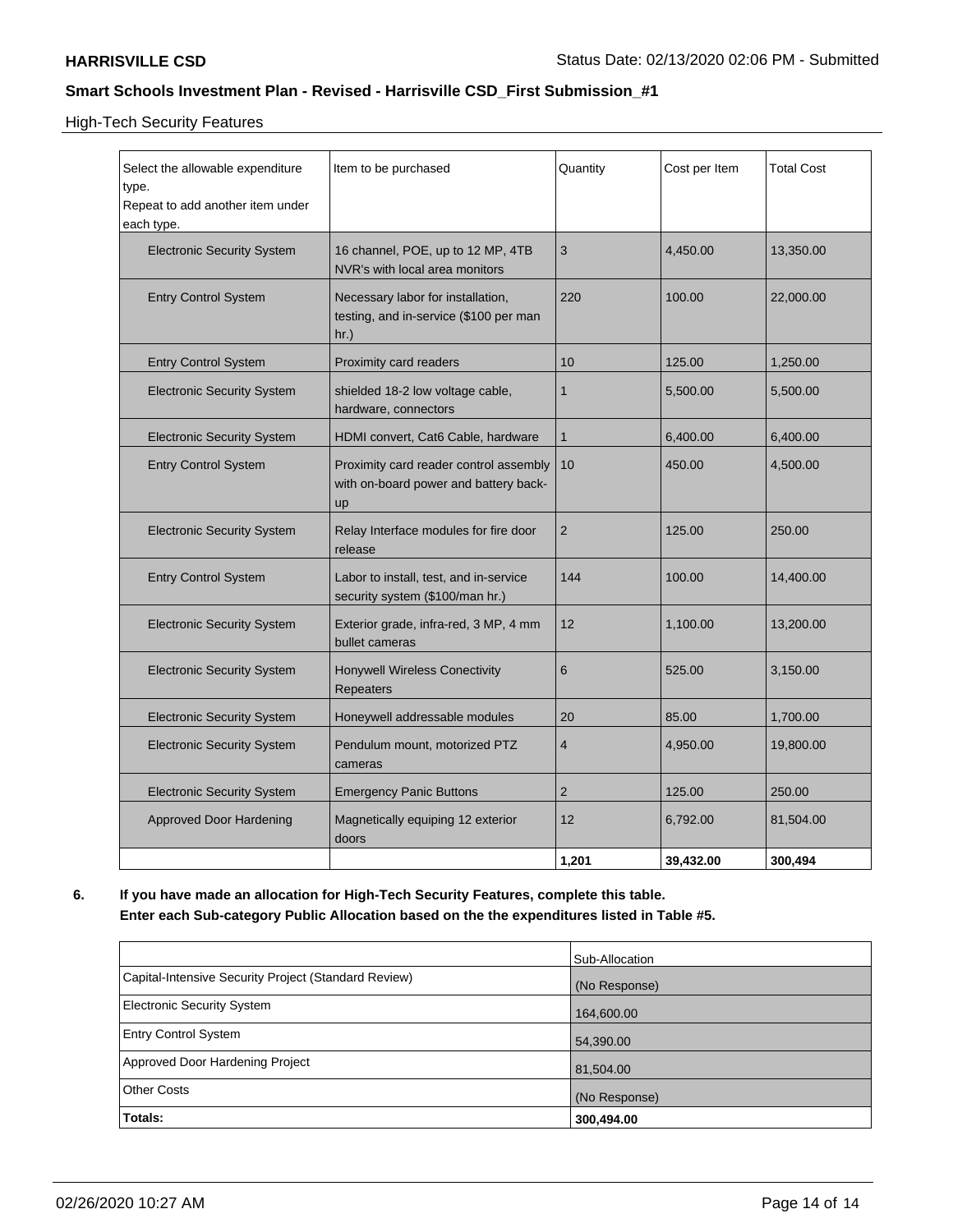High-Tech Security Features

| Select the allowable expenditure type.<br>Repeat to add another item under each type. | Item to be purchased | Quantity | Cost per Item | Total Cost |
|---|---|---|---|---|
| Electronic Security System | 16 channel, POE, up to 12 MP, 4TB NVR's with local area monitors | 3 | 4,450.00 | 13,350.00 |
| Entry Control System | Necessary labor for installation, testing, and in-service ($100 per man hr.) | 220 | 100.00 | 22,000.00 |
| Entry Control System | Proximity card readers | 10 | 125.00 | 1,250.00 |
| Electronic Security System | shielded 18-2 low voltage cable, hardware, connectors | 1 | 5,500.00 | 5,500.00 |
| Electronic Security System | HDMI convert, Cat6 Cable, hardware | 1 | 6,400.00 | 6,400.00 |
| Entry Control System | Proximity card reader control assembly with on-board power and battery back-up | 10 | 450.00 | 4,500.00 |
| Electronic Security System | Relay Interface modules for fire door release | 2 | 125.00 | 250.00 |
| Entry Control System | Labor to install, test, and in-service security system ($100/man hr.) | 144 | 100.00 | 14,400.00 |
| Electronic Security System | Exterior grade, infra-red, 3 MP, 4 mm bullet cameras | 12 | 1,100.00 | 13,200.00 |
| Electronic Security System | Honywell Wireless Conectivity Repeaters | 6 | 525.00 | 3,150.00 |
| Electronic Security System | Honeywell addressable modules | 20 | 85.00 | 1,700.00 |
| Electronic Security System | Pendulum mount, motorized PTZ cameras | 4 | 4,950.00 | 19,800.00 |
| Electronic Security System | Emergency Panic Buttons | 2 | 125.00 | 250.00 |
| Approved Door Hardening | Magnetically equiping 12 exterior doors | 12 | 6,792.00 | 81,504.00 |
| | | **1,201** | **39,432.00** | **300,494** |

**6. If you have made an allocation for High-Tech Security Features, complete this table.**
**Enter each Sub-category Public Allocation based on the the expenditures listed in Table #5.**

| | Sub-Allocation |
|---|---|
| Capital-Intensive Security Project (Standard Review) | (No Response) |
| Electronic Security System | 164,600.00 |
| Entry Control System | 54,390.00 |
| Approved Door Hardening Project | 81,504.00 |
| Other Costs | (No Response) |
| **Totals:** | **300,494.00** |